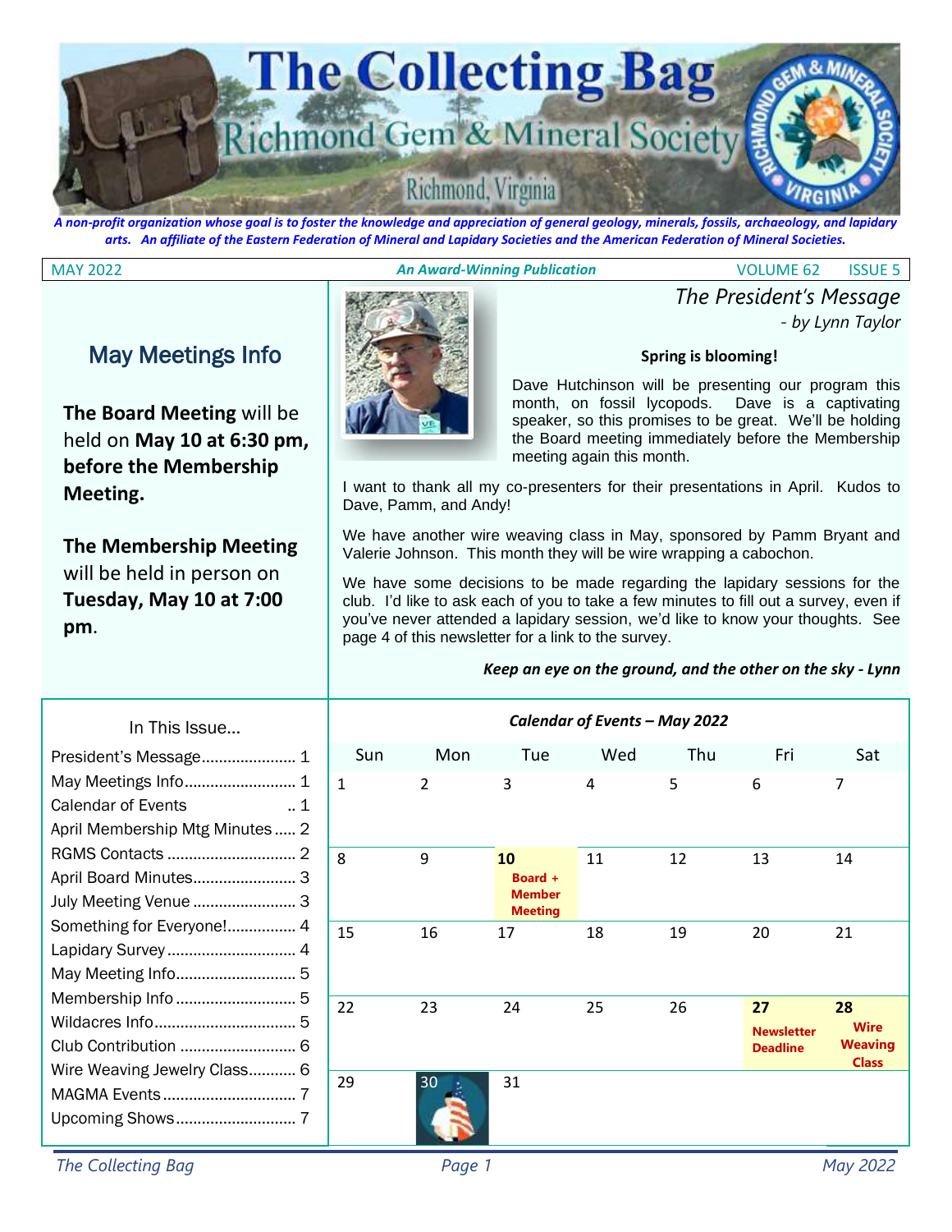# The Collecting Bag

## Richmond Gem & Mineral Society

Richmond, Virginia

*A non-profit organization whose goal is to foster the knowledge and appreciation of general geology, minerals, fossils, archaeology, and lapidary arts. An affiliate of the Eastern Federation of Mineral and Lapidary Societies and the American Federation of Mineral Societies.*

MAY 2022 — ***An Award-Winning Publication*** — VOLUME 62 ISSUE 5

## May Meetings Info

**The Board Meeting** will be held on **May 10 at 6:30 pm, before the Membership Meeting.**

**The Membership Meeting** will be held in person on **Tuesday, May 10 at 7:00 pm**.

## *The President's Message*

*- by Lynn Taylor*

**Spring is blooming!**

Dave Hutchinson will be presenting our program this month, on fossil lycopods. Dave is a captivating speaker, so this promises to be great. We'll be holding the Board meeting immediately before the Membership meeting again this month.

I want to thank all my co-presenters for their presentations in April. Kudos to Dave, Pamm, and Andy!

We have another wire weaving class in May, sponsored by Pamm Bryant and Valerie Johnson. This month they will be wire wrapping a cabochon.

We have some decisions to be made regarding the lapidary sessions for the club. I'd like to ask each of you to take a few minutes to fill out a survey, even if you've never attended a lapidary session, we'd like to know your thoughts. See page 4 of this newsletter for a link to the survey.

***Keep an eye on the ground, and the other on the sky - Lynn***

### In This Issue...

- President's Message ..................... 1
- May Meetings Info .......................... 1
- Calendar of Events .. 1
- April Membership Mtg Minutes ..... 2
- RGMS Contacts ............................. 2
- April Board Minutes ........................ 3
- July Meeting Venue ........................ 3
- Something for Everyone! ................ 4
- Lapidary Survey ............................. 4
- May Meeting Info ............................ 5
- Membership Info ............................ 5
- Wildacres Info ................................ 5
- Club Contribution ........................... 6
- Wire Weaving Jewelry Class ........... 6
- MAGMA Events ............................... 7
- Upcoming Shows ............................ 7

### *Calendar of Events – May 2022*

| Sun | Mon | Tue | Wed | Thu | Fri | Sat |
|---|---|---|---|---|---|---|
| 1 | 2 | 3 | 4 | 5 | 6 | 7 |
| 8 | 9 | **10** **Board + Member Meeting** | 11 | 12 | 13 | 14 |
| 15 | 16 | 17 | 18 | 19 | 20 | 21 |
| 22 | 23 | 24 | 25 | 26 | **27** **Newsletter Deadline** | **28** **Wire Weaving Class** |
| 29 | 30 | 31 | | | | |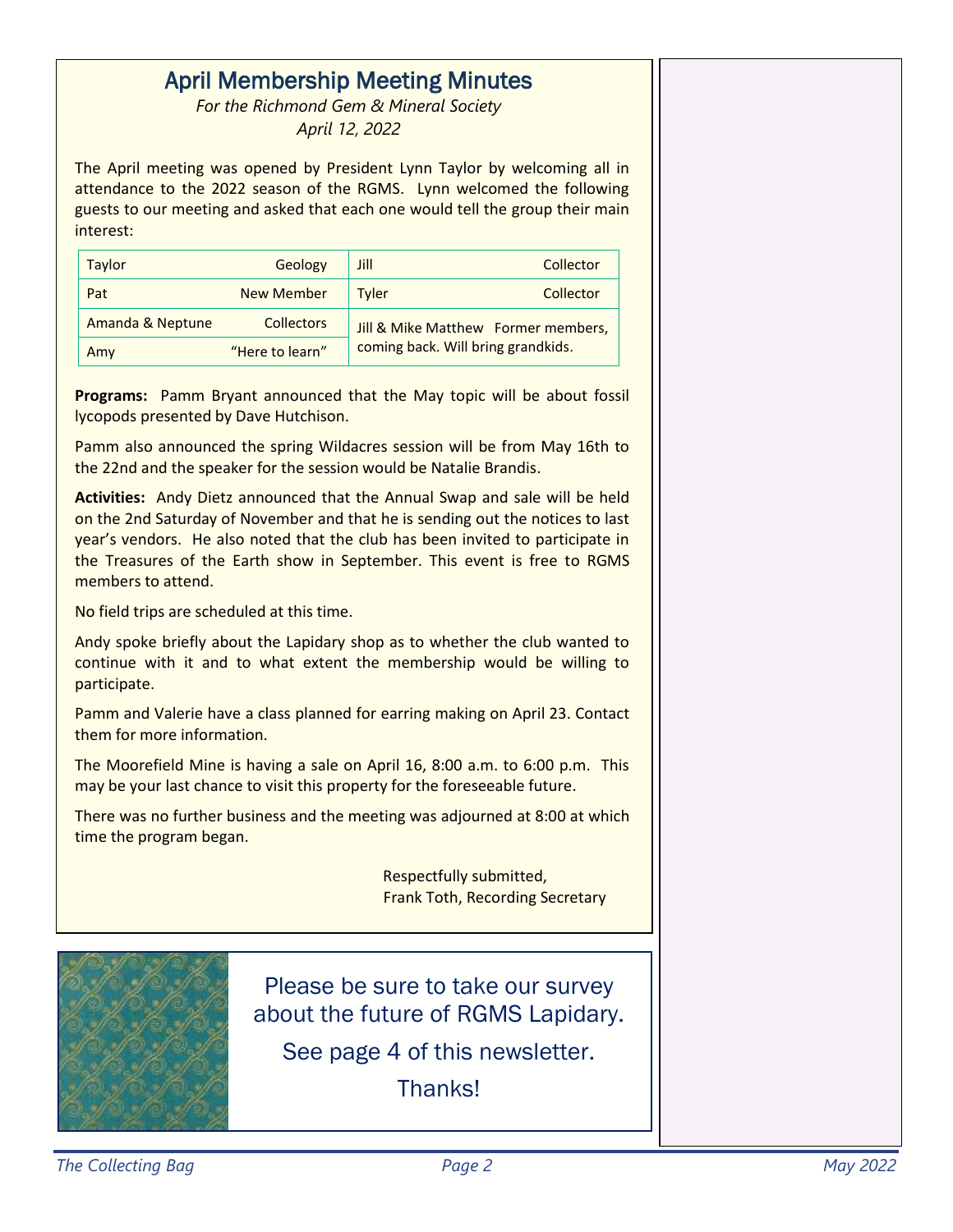## April Membership Meeting Minutes

*For the Richmond Gem & Mineral Society*

*April 12, 2022*

The April meeting was opened by President Lynn Taylor by welcoming all in attendance to the 2022 season of the RGMS. Lynn welcomed the following guests to our meeting and asked that each one would tell the group their main interest:

| | | | |
|---|---|---|---|
| Taylor | Geology | Jill | Collector |
| Pat | New Member | Tyler | Collector |
| Amanda & Neptune | Collectors | Jill & Mike Matthew | Former members, coming back. Will bring grandkids. |
| Amy | "Here to learn" | | |

**Programs:** Pamm Bryant announced that the May topic will be about fossil lycopods presented by Dave Hutchison.

Pamm also announced the spring Wildacres session will be from May 16th to the 22nd and the speaker for the session would be Natalie Brandis.

**Activities:** Andy Dietz announced that the Annual Swap and sale will be held on the 2nd Saturday of November and that he is sending out the notices to last year's vendors. He also noted that the club has been invited to participate in the Treasures of the Earth show in September. This event is free to RGMS members to attend.

No field trips are scheduled at this time.

Andy spoke briefly about the Lapidary shop as to whether the club wanted to continue with it and to what extent the membership would be willing to participate.

Pamm and Valerie have a class planned for earring making on April 23. Contact them for more information.

The Moorefield Mine is having a sale on April 16, 8:00 a.m. to 6:00 p.m. This may be your last chance to visit this property for the foreseeable future.

There was no further business and the meeting was adjourned at 8:00 at which time the program began.

Respectfully submitted,
Frank Toth, Recording Secretary

Please be sure to take our survey about the future of RGMS Lapidary.

See page 4 of this newsletter.

Thanks!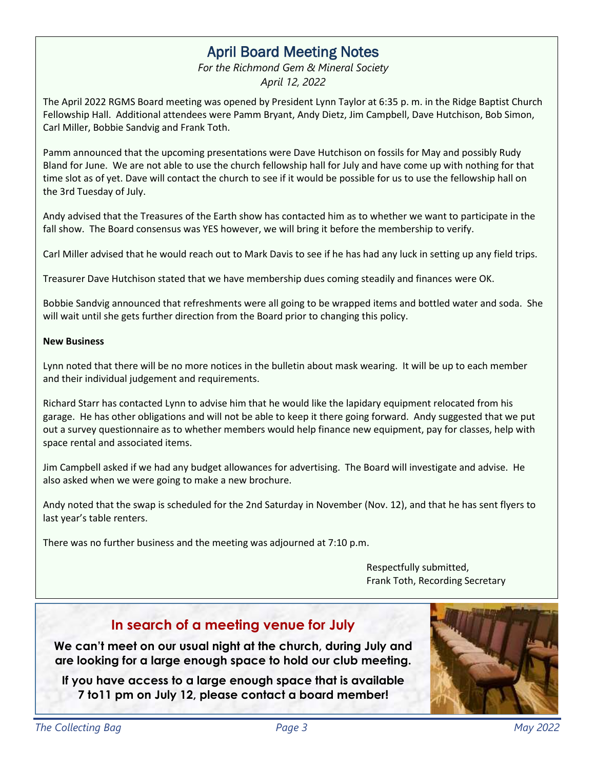## April Board Meeting Notes

*For the Richmond Gem & Mineral Society*
*April 12, 2022*

The April 2022 RGMS Board meeting was opened by President Lynn Taylor at 6:35 p. m. in the Ridge Baptist Church Fellowship Hall. Additional attendees were Pamm Bryant, Andy Dietz, Jim Campbell, Dave Hutchison, Bob Simon, Carl Miller, Bobbie Sandvig and Frank Toth.

Pamm announced that the upcoming presentations were Dave Hutchison on fossils for May and possibly Rudy Bland for June. We are not able to use the church fellowship hall for July and have come up with nothing for that time slot as of yet. Dave will contact the church to see if it would be possible for us to use the fellowship hall on the 3rd Tuesday of July.

Andy advised that the Treasures of the Earth show has contacted him as to whether we want to participate in the fall show. The Board consensus was YES however, we will bring it before the membership to verify.

Carl Miller advised that he would reach out to Mark Davis to see if he has had any luck in setting up any field trips.

Treasurer Dave Hutchison stated that we have membership dues coming steadily and finances were OK.

Bobbie Sandvig announced that refreshments were all going to be wrapped items and bottled water and soda. She will wait until she gets further direction from the Board prior to changing this policy.

**New Business**

Lynn noted that there will be no more notices in the bulletin about mask wearing. It will be up to each member and their individual judgement and requirements.

Richard Starr has contacted Lynn to advise him that he would like the lapidary equipment relocated from his garage. He has other obligations and will not be able to keep it there going forward. Andy suggested that we put out a survey questionnaire as to whether members would help finance new equipment, pay for classes, help with space rental and associated items.

Jim Campbell asked if we had any budget allowances for advertising. The Board will investigate and advise. He also asked when we were going to make a new brochure.

Andy noted that the swap is scheduled for the 2nd Saturday in November (Nov. 12), and that he has sent flyers to last year's table renters.

There was no further business and the meeting was adjourned at 7:10 p.m.

Respectfully submitted,
Frank Toth, Recording Secretary

## In search of a meeting venue for July

**We can't meet on our usual night at the church, during July and are looking for a large enough space to hold our club meeting.**

**If you have access to a large enough space that is available 7 to11 pm on July 12, please contact a board member!**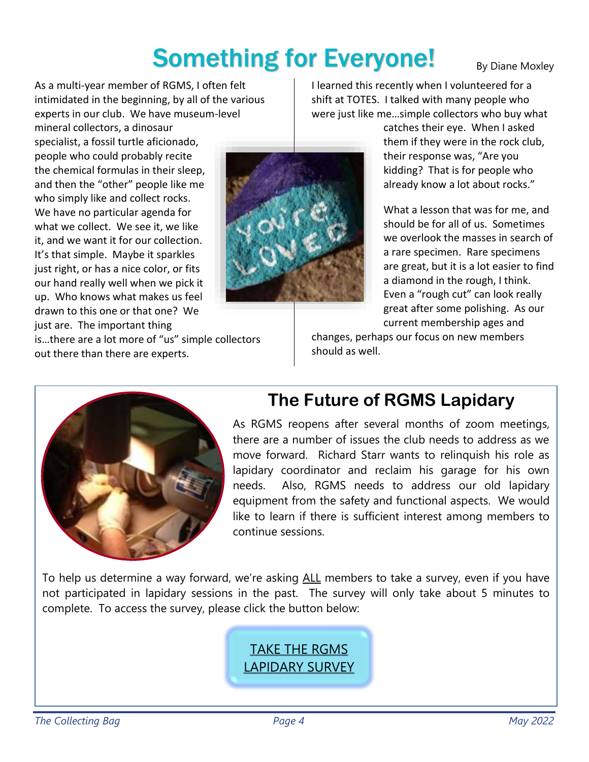# Something for Everyone!

By Diane Moxley

As a multi-year member of RGMS, I often felt intimidated in the beginning, by all of the various experts in our club. We have museum-level mineral collectors, a dinosaur specialist, a fossil turtle aficionado, people who could probably recite the chemical formulas in their sleep, and then the "other" people like me who simply like and collect rocks. We have no particular agenda for what we collect. We see it, we like it, and we want it for our collection. It's that simple. Maybe it sparkles just right, or has a nice color, or fits our hand really well when we pick it up. Who knows what makes us feel drawn to this one or that one? We just are. The important thing is…there are a lot more of "us" simple collectors out there than there are experts.

I learned this recently when I volunteered for a shift at TOTES. I talked with many people who were just like me…simple collectors who buy what catches their eye. When I asked them if they were in the rock club, their response was, "Are you kidding? That is for people who already know a lot about rocks."

What a lesson that was for me, and should be for all of us. Sometimes we overlook the masses in search of a rare specimen. Rare specimens are great, but it is a lot easier to find a diamond in the rough, I think. Even a "rough cut" can look really great after some polishing. As our current membership ages and changes, perhaps our focus on new members should as well.

## The Future of RGMS Lapidary

As RGMS reopens after several months of zoom meetings, there are a number of issues the club needs to address as we move forward. Richard Starr wants to relinquish his role as lapidary coordinator and reclaim his garage for his own needs. Also, RGMS needs to address our old lapidary equipment from the safety and functional aspects. We would like to learn if there is sufficient interest among members to continue sessions.

To help us determine a way forward, we're asking ALL members to take a survey, even if you have not participated in lapidary sessions in the past. The survey will only take about 5 minutes to complete. To access the survey, please click the button below:

TAKE THE RGMS LAPIDARY SURVEY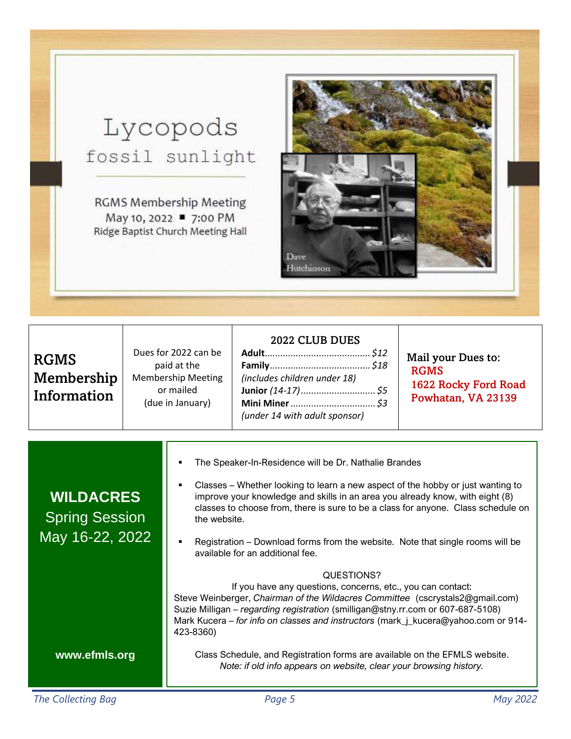# Lycopods

## fossil sunlight

RGMS Membership Meeting
May 10, 2022 ▪ 7:00 PM
Ridge Baptist Church Meeting Hall

Dave Hutchinson

| RGMS Membership Information | Dues for 2022 can be paid at the Membership Meeting or mailed (due in January) | 2022 CLUB DUES<br>**Adult**........................................ *$12*<br>**Family**...................................... *$18*<br>*(includes children under 18)*<br>**Junior** *(14-17)*............................ *$5*<br>**Mini Miner**................................ *$3*<br>*(under 14 with adult sponsor)* | Mail your Dues to:<br>RGMS<br>1622 Rocky Ford Road<br>Powhatan, VA 23139 |
|---|---|---|---|

## WILDACRES

Spring Session
May 16-22, 2022

www.efmls.org

- The Speaker-In-Residence will be Dr. Nathalie Brandes
- Classes – Whether looking to learn a new aspect of the hobby or just wanting to improve your knowledge and skills in an area you already know, with eight (8) classes to choose from, there is sure to be a class for anyone. Class schedule on the website.
- Registration – Download forms from the website. Note that single rooms will be available for an additional fee.

QUESTIONS?
If you have any questions, concerns, etc., you can contact:
Steve Weinberger, *Chairman of the Wildacres Committee* (cscrystals2@gmail.com)
Suzie Milligan – *regarding registration* (smilligan@stny.rr.com or 607-687-5108)
Mark Kucera – *for info on classes and instructors* (mark_j_kucera@yahoo.com or 914-423-8360)

Class Schedule, and Registration forms are available on the EFMLS website.
*Note: if old info appears on website, clear your browsing history.*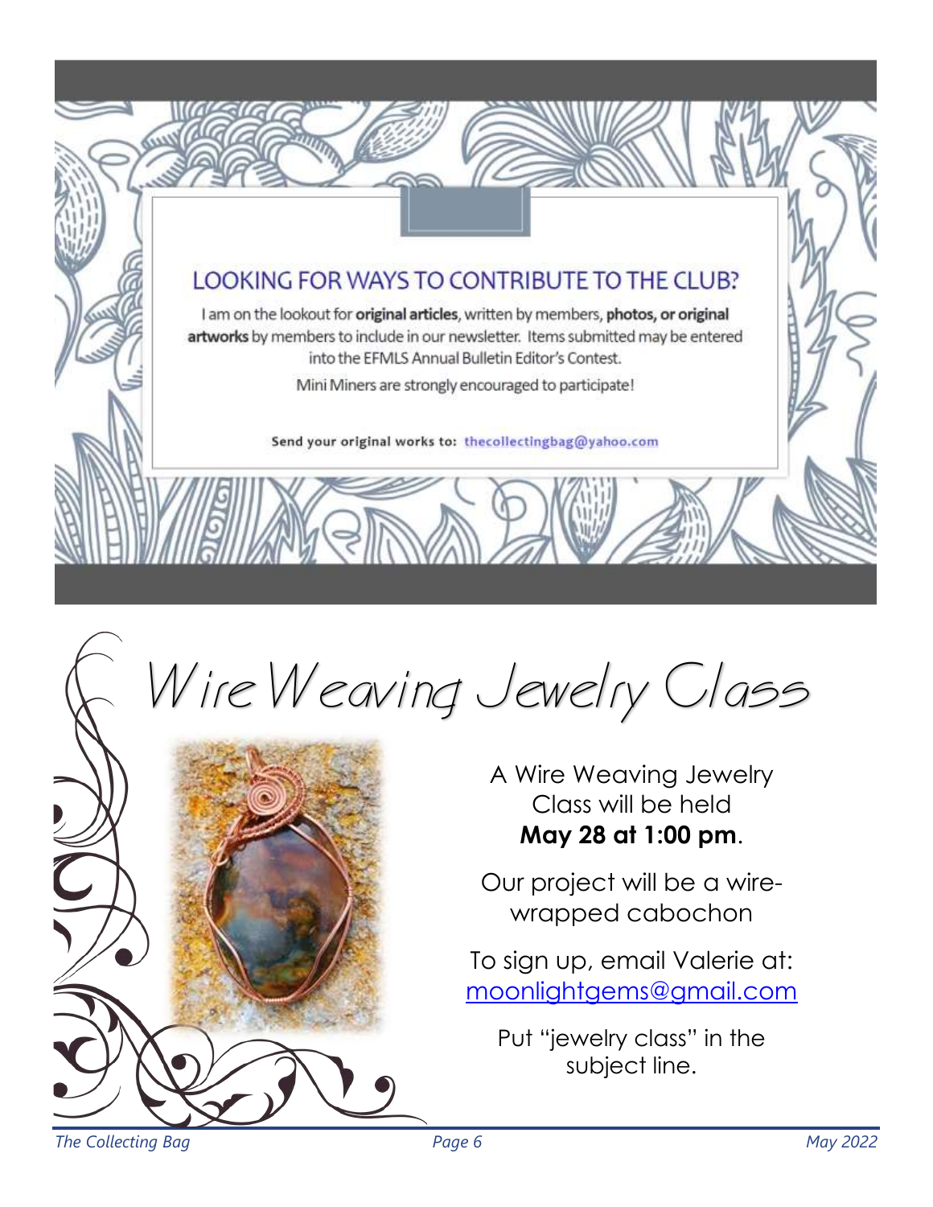## LOOKING FOR WAYS TO CONTRIBUTE TO THE CLUB?

I am on the lookout for **original articles**, written by members, **photos, or original artworks** by members to include in our newsletter. Items submitted may be entered into the EFMLS Annual Bulletin Editor's Contest.

Mini Miners are strongly encouraged to participate!

**Send your original works to:** thecollectingbag@yahoo.com

# Wire Weaving Jewelry Class

A Wire Weaving Jewelry Class will be held **May 28 at 1:00 pm**.

Our project will be a wire-wrapped cabochon

To sign up, email Valerie at: moonlightgems@gmail.com

Put "jewelry class" in the subject line.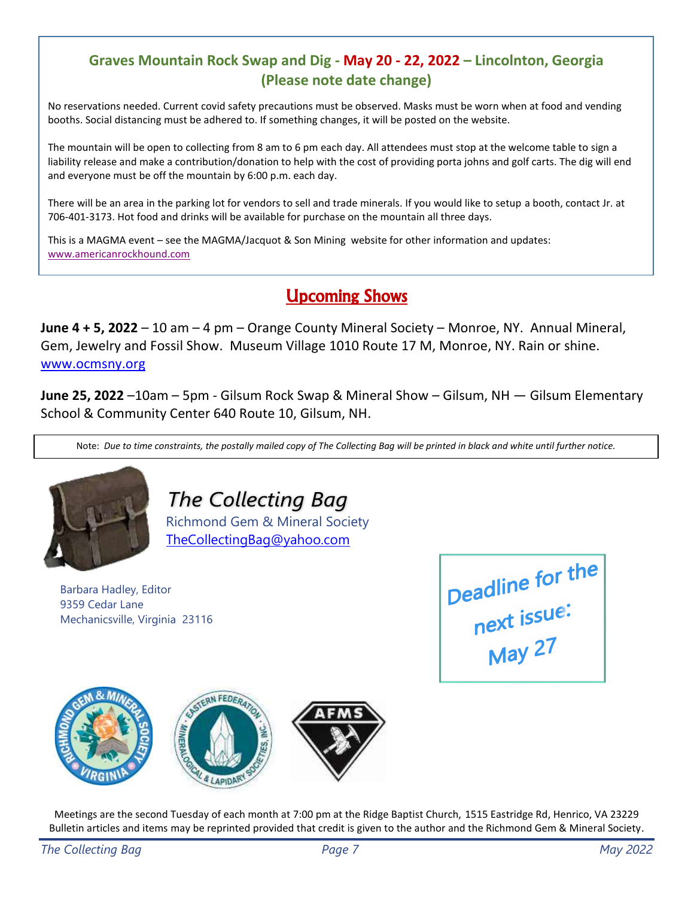## Graves Mountain Rock Swap and Dig - May 20 - 22, 2022 – Lincolnton, Georgia (Please note date change)

No reservations needed. Current covid safety precautions must be observed. Masks must be worn when at food and vending booths. Social distancing must be adhered to. If something changes, it will be posted on the website.

The mountain will be open to collecting from 8 am to 6 pm each day. All attendees must stop at the welcome table to sign a liability release and make a contribution/donation to help with the cost of providing porta johns and golf carts. The dig will end and everyone must be off the mountain by 6:00 p.m. each day.

There will be an area in the parking lot for vendors to sell and trade minerals. If you would like to setup a booth, contact Jr. at 706-401-3173. Hot food and drinks will be available for purchase on the mountain all three days.

This is a MAGMA event – see the MAGMA/Jacquot & Son Mining website for other information and updates: www.americanrockhound.com

## Upcoming Shows

**June 4 + 5, 2022** – 10 am – 4 pm – Orange County Mineral Society – Monroe, NY. Annual Mineral, Gem, Jewelry and Fossil Show. Museum Village 1010 Route 17 M, Monroe, NY. Rain or shine. www.ocmsny.org

**June 25, 2022** –10am – 5pm - Gilsum Rock Swap & Mineral Show – Gilsum, NH — Gilsum Elementary School & Community Center 640 Route 10, Gilsum, NH.

Note: *Due to time constraints, the postally mailed copy of The Collecting Bag will be printed in black and white until further notice.*

# *The Collecting Bag*

Richmond Gem & Mineral Society
TheCollectingBag@yahoo.com

Barbara Hadley, Editor
9359 Cedar Lane
Mechanicsville, Virginia 23116

Deadline for the next issue: May 27

Meetings are the second Tuesday of each month at 7:00 pm at the Ridge Baptist Church, 1515 Eastridge Rd, Henrico, VA 23229
Bulletin articles and items may be reprinted provided that credit is given to the author and the Richmond Gem & Mineral Society.